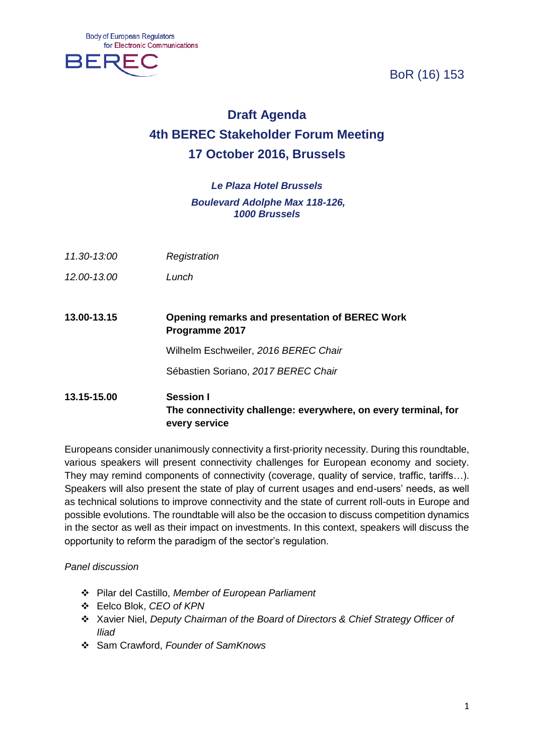Body of European Regulators for Electronic Communications

BEREC

BoR (16) 153

# Draft Agenda
# 4th BEREC Stakeholder Forum Meeting
# 17 October 2016, Brussels

***Le Plaza Hotel Brussels***

***Boulevard Adolphe Max 118-126, 1000 Brussels***

| | |
|---|---|
| *11.30-13:00* | *Registration* |
| *12.00-13.00* | *Lunch* |
| **13.00-13.15** | **Opening remarks and presentation of BEREC Work Programme 2017** |
| | Wilhelm Eschweiler, *2016 BEREC Chair* |
| | Sébastien Soriano, *2017 BEREC Chair* |
| **13.15-15.00** | **Session I**<br>**The connectivity challenge: everywhere, on every terminal, for every service** |

Europeans consider unanimously connectivity a first-priority necessity. During this roundtable, various speakers will present connectivity challenges for European economy and society. They may remind components of connectivity (coverage, quality of service, traffic, tariffs…). Speakers will also present the state of play of current usages and end-users' needs, as well as technical solutions to improve connectivity and the state of current roll-outs in Europe and possible evolutions. The roundtable will also be the occasion to discuss competition dynamics in the sector as well as their impact on investments. In this context, speakers will discuss the opportunity to reform the paradigm of the sector's regulation.

*Panel discussion*

- Pilar del Castillo, *Member of European Parliament*
- Eelco Blok, *CEO of KPN*
- Xavier Niel, *Deputy Chairman of the Board of Directors & Chief Strategy Officer of Iliad*
- Sam Crawford, *Founder of SamKnows*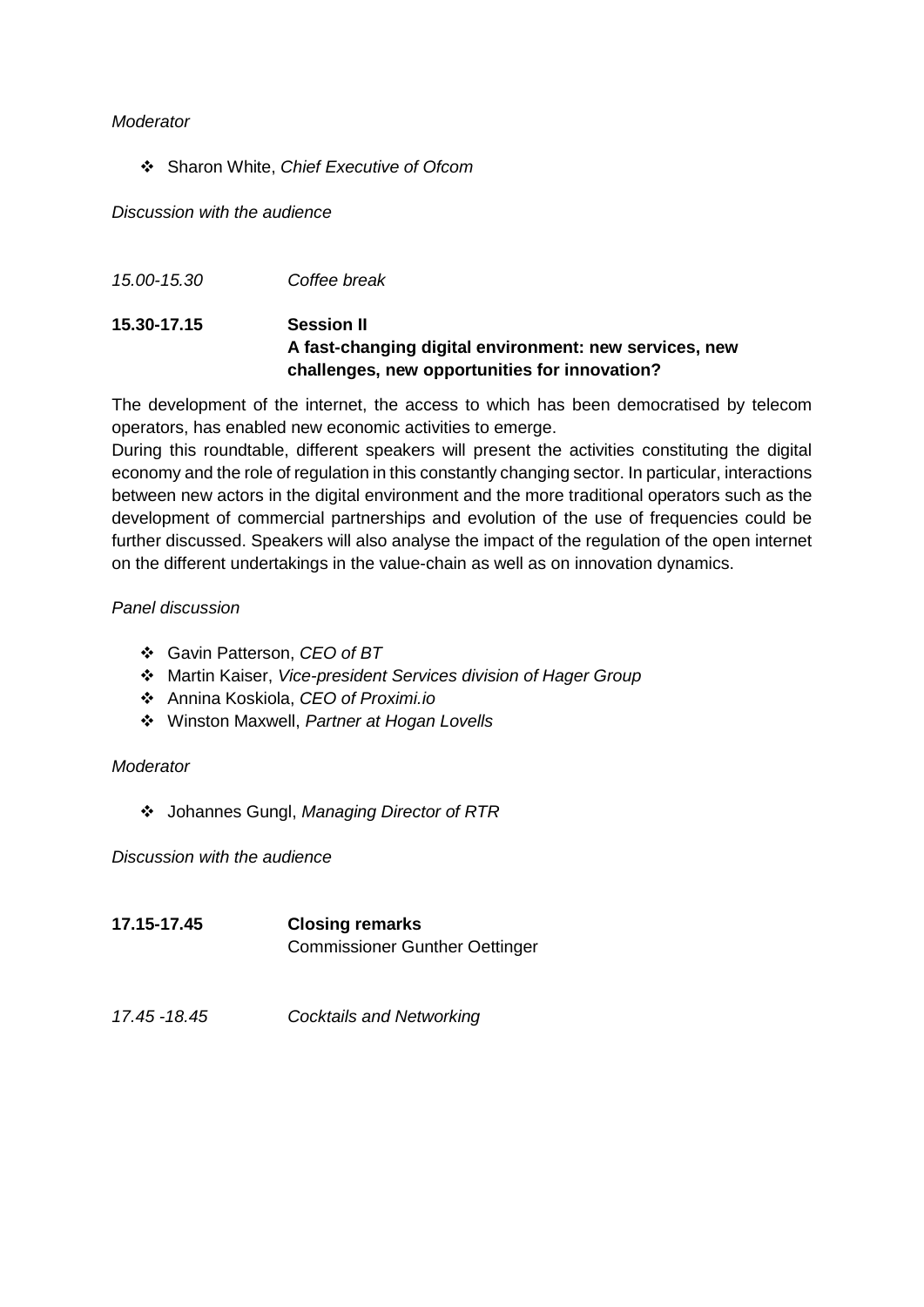*Moderator*

- Sharon White, *Chief Executive of Ofcom*

*Discussion with the audience*

*15.00-15.30* *Coffee break*

**15.30-17.15** **Session II**
**A fast-changing digital environment: new services, new challenges, new opportunities for innovation?**

The development of the internet, the access to which has been democratised by telecom operators, has enabled new economic activities to emerge.
During this roundtable, different speakers will present the activities constituting the digital economy and the role of regulation in this constantly changing sector. In particular, interactions between new actors in the digital environment and the more traditional operators such as the development of commercial partnerships and evolution of the use of frequencies could be further discussed. Speakers will also analyse the impact of the regulation of the open internet on the different undertakings in the value-chain as well as on innovation dynamics.

*Panel discussion*

- Gavin Patterson, *CEO of BT*
- Martin Kaiser, *Vice-president Services division of Hager Group*
- Annina Koskiola, *CEO of Proximi.io*
- Winston Maxwell, *Partner at Hogan Lovells*

*Moderator*

- Johannes Gungl, *Managing Director of RTR*

*Discussion with the audience*

**17.15-17.45** **Closing remarks**
Commissioner Gunther Oettinger

*17.45 -18.45* *Cocktails and Networking*